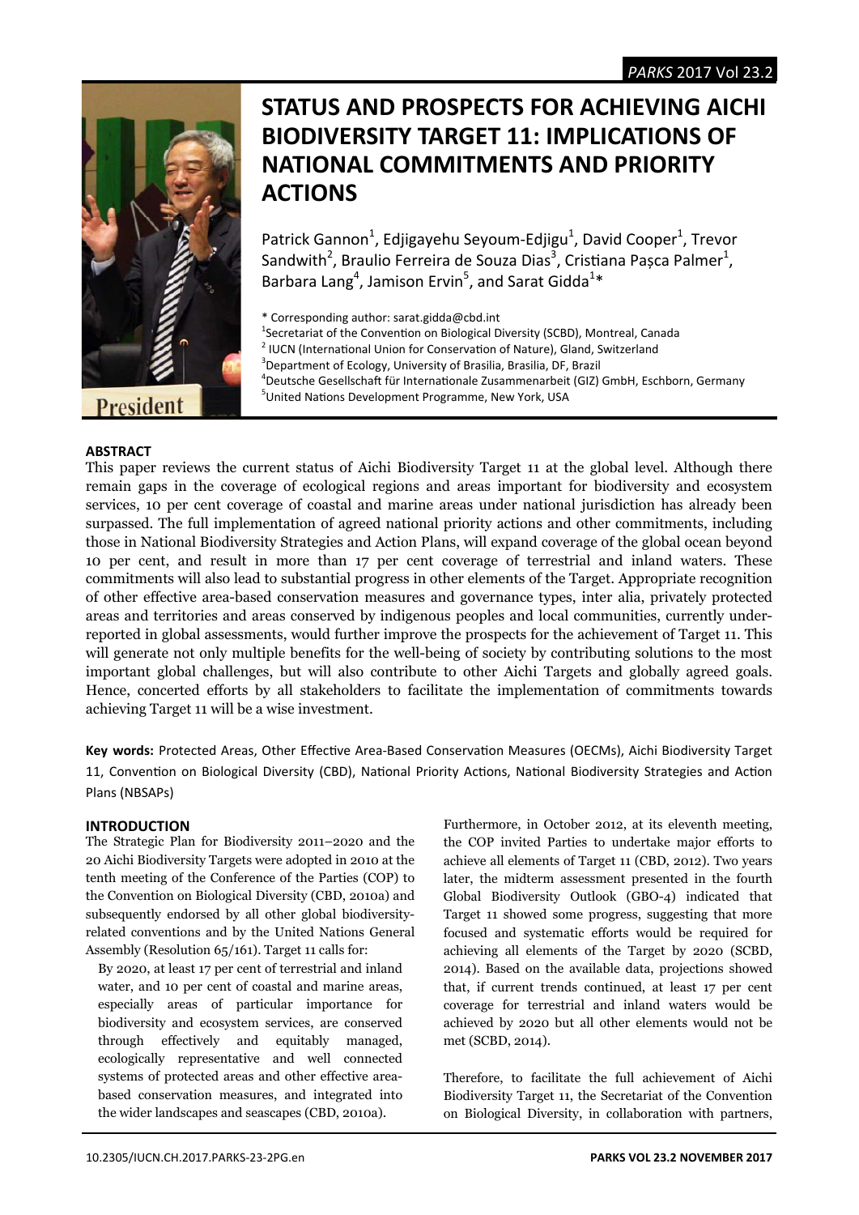# STATUS AND PROSPECTS FOR ACHIEVING AICHI BIODIVERSITY TARGET 11: IMPLICATIONS OF NATIONAL COMMITMENTS AND PRIORITY ACTIONS

Patrick Gannon[1], Edjigayehu Seyoum-Edjigu[1], David Cooper[1], Trevor Sandwith[2], Braulio Ferreira de Souza Dias[3], Cristiana Pașca Palmer[1], Barbara Lang[4], Jamison Ervin[5], and Sarat Gidda[1]*

\* Corresponding author: sarat.gidda@cbd.int
[1]Secretariat of the Convention on Biological Diversity (SCBD), Montreal, Canada
[2] IUCN (International Union for Conservation of Nature), Gland, Switzerland
[3]Department of Ecology, University of Brasilia, Brasilia, DF, Brazil
[4]Deutsche Gesellschaft für Internationale Zusammenarbeit (GIZ) GmbH, Eschborn, Germany
[5]United Nations Development Programme, New York, USA

**ABSTRACT**

This paper reviews the current status of Aichi Biodiversity Target 11 at the global level. Although there remain gaps in the coverage of ecological regions and areas important for biodiversity and ecosystem services, 10 per cent coverage of coastal and marine areas under national jurisdiction has already been surpassed. The full implementation of agreed national priority actions and other commitments, including those in National Biodiversity Strategies and Action Plans, will expand coverage of the global ocean beyond 10 per cent, and result in more than 17 per cent coverage of terrestrial and inland waters. These commitments will also lead to substantial progress in other elements of the Target. Appropriate recognition of other effective area-based conservation measures and governance types, inter alia, privately protected areas and territories and areas conserved by indigenous peoples and local communities, currently under-reported in global assessments, would further improve the prospects for the achievement of Target 11. This will generate not only multiple benefits for the well-being of society by contributing solutions to the most important global challenges, but will also contribute to other Aichi Targets and globally agreed goals. Hence, concerted efforts by all stakeholders to facilitate the implementation of commitments towards achieving Target 11 will be a wise investment.

**Key words:** Protected Areas, Other Effective Area-Based Conservation Measures (OECMs), Aichi Biodiversity Target 11, Convention on Biological Diversity (CBD), National Priority Actions, National Biodiversity Strategies and Action Plans (NBSAPs)

**INTRODUCTION**

The Strategic Plan for Biodiversity 2011–2020 and the 20 Aichi Biodiversity Targets were adopted in 2010 at the tenth meeting of the Conference of the Parties (COP) to the Convention on Biological Diversity (CBD, 2010a) and subsequently endorsed by all other global biodiversity-related conventions and by the United Nations General Assembly (Resolution 65/161). Target 11 calls for:

> By 2020, at least 17 per cent of terrestrial and inland water, and 10 per cent of coastal and marine areas, especially areas of particular importance for biodiversity and ecosystem services, are conserved through effectively and equitably managed, ecologically representative and well connected systems of protected areas and other effective area-based conservation measures, and integrated into the wider landscapes and seascapes (CBD, 2010a).

Furthermore, in October 2012, at its eleventh meeting, the COP invited Parties to undertake major efforts to achieve all elements of Target 11 (CBD, 2012). Two years later, the midterm assessment presented in the fourth Global Biodiversity Outlook (GBO-4) indicated that Target 11 showed some progress, suggesting that more focused and systematic efforts would be required for achieving all elements of the Target by 2020 (SCBD, 2014). Based on the available data, projections showed that, if current trends continued, at least 17 per cent coverage for terrestrial and inland waters would be achieved by 2020 but all other elements would not be met (SCBD, 2014).

Therefore, to facilitate the full achievement of Aichi Biodiversity Target 11, the Secretariat of the Convention on Biological Diversity, in collaboration with partners,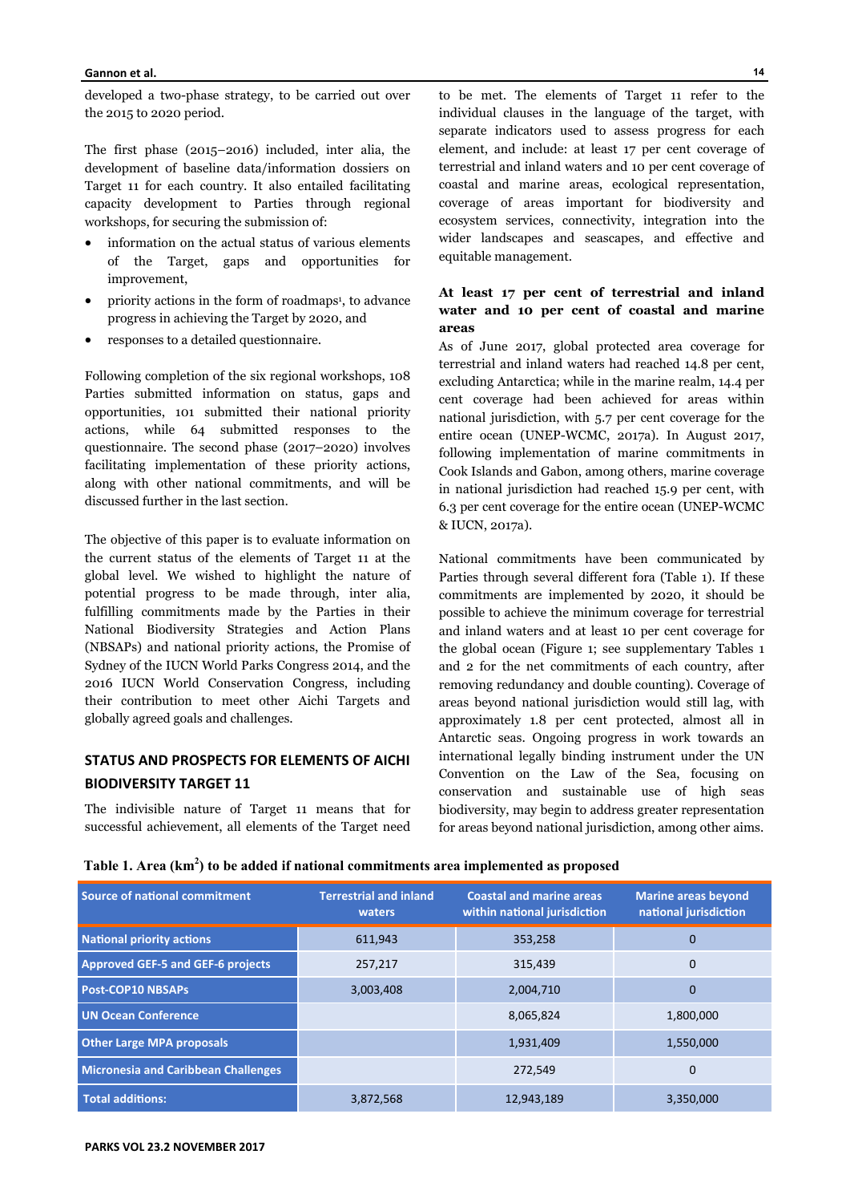developed a two-phase strategy, to be carried out over the 2015 to 2020 period.

The first phase (2015–2016) included, inter alia, the development of baseline data/information dossiers on Target 11 for each country. It also entailed facilitating capacity development to Parties through regional workshops, for securing the submission of:

- information on the actual status of various elements of the Target, gaps and opportunities for improvement,
- priority actions in the form of roadmaps[1], to advance progress in achieving the Target by 2020, and
- responses to a detailed questionnaire.

Following completion of the six regional workshops, 108 Parties submitted information on status, gaps and opportunities, 101 submitted their national priority actions, while 64 submitted responses to the questionnaire. The second phase (2017–2020) involves facilitating implementation of these priority actions, along with other national commitments, and will be discussed further in the last section.

The objective of this paper is to evaluate information on the current status of the elements of Target 11 at the global level. We wished to highlight the nature of potential progress to be made through, inter alia, fulfilling commitments made by the Parties in their National Biodiversity Strategies and Action Plans (NBSAPs) and national priority actions, the Promise of Sydney of the IUCN World Parks Congress 2014, and the 2016 IUCN World Conservation Congress, including their contribution to meet other Aichi Targets and globally agreed goals and challenges.

## STATUS AND PROSPECTS FOR ELEMENTS OF AICHI BIODIVERSITY TARGET 11

The indivisible nature of Target 11 means that for successful achievement, all elements of the Target need to be met. The elements of Target 11 refer to the individual clauses in the language of the target, with separate indicators used to assess progress for each element, and include: at least 17 per cent coverage of terrestrial and inland waters and 10 per cent coverage of coastal and marine areas, ecological representation, coverage of areas important for biodiversity and ecosystem services, connectivity, integration into the wider landscapes and seascapes, and effective and equitable management.

### At least 17 per cent of terrestrial and inland water and 10 per cent of coastal and marine areas

As of June 2017, global protected area coverage for terrestrial and inland waters had reached 14.8 per cent, excluding Antarctica; while in the marine realm, 14.4 per cent coverage had been achieved for areas within national jurisdiction, with 5.7 per cent coverage for the entire ocean (UNEP-WCMC, 2017a). In August 2017, following implementation of marine commitments in Cook Islands and Gabon, among others, marine coverage in national jurisdiction had reached 15.9 per cent, with 6.3 per cent coverage for the entire ocean (UNEP-WCMC & IUCN, 2017a).

National commitments have been communicated by Parties through several different fora (Table 1). If these commitments are implemented by 2020, it should be possible to achieve the minimum coverage for terrestrial and inland waters and at least 10 per cent coverage for the global ocean (Figure 1; see supplementary Tables 1 and 2 for the net commitments of each country, after removing redundancy and double counting). Coverage of areas beyond national jurisdiction would still lag, with approximately 1.8 per cent protected, almost all in Antarctic seas. Ongoing progress in work towards an international legally binding instrument under the UN Convention on the Law of the Sea, focusing on conservation and sustainable use of high seas biodiversity, may begin to address greater representation for areas beyond national jurisdiction, among other aims.

**Table 1. Area (km$^2$) to be added if national commitments area implemented as proposed**

| Source of national commitment | Terrestrial and inland waters | Coastal and marine areas within national jurisdiction | Marine areas beyond national jurisdiction |
|---|---|---|---|
| National priority actions | 611,943 | 353,258 | 0 |
| Approved GEF-5 and GEF-6 projects | 257,217 | 315,439 | 0 |
| Post-COP10 NBSAPs | 3,003,408 | 2,004,710 | 0 |
| UN Ocean Conference | | 8,065,824 | 1,800,000 |
| Other Large MPA proposals | | 1,931,409 | 1,550,000 |
| Micronesia and Caribbean Challenges | | 272,549 | 0 |
| Total additions: | 3,872,568 | 12,943,189 | 3,350,000 |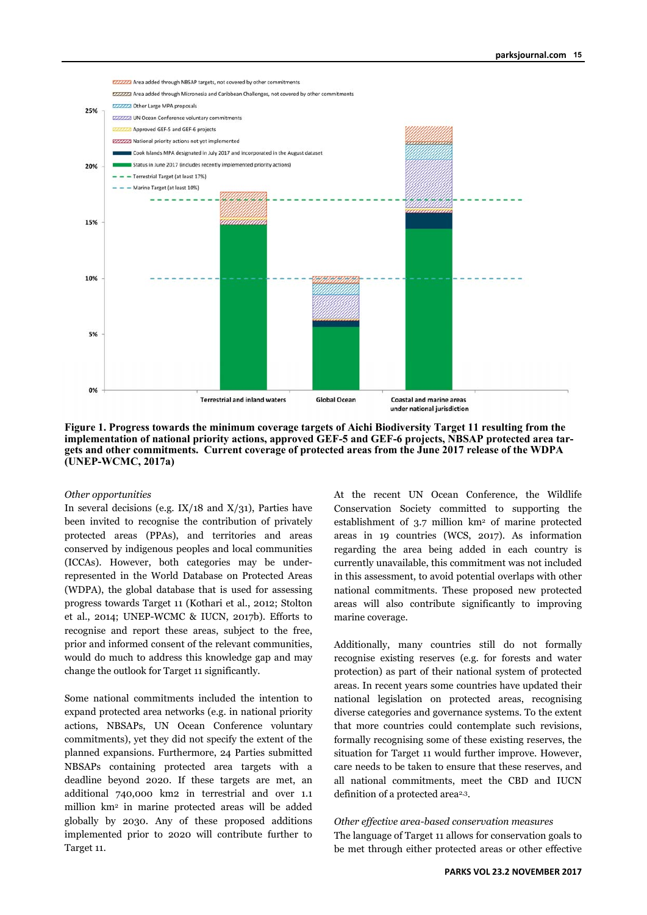**Figure 1. Progress towards the minimum coverage targets of Aichi Biodiversity Target 11 resulting from the implementation of national priority actions, approved GEF-5 and GEF-6 projects, NBSAP protected area targets and other commitments. Current coverage of protected areas from the June 2017 release of the WDPA (UNEP-WCMC, 2017a)**

*Other opportunities*

In several decisions (e.g. IX/18 and X/31), Parties have been invited to recognise the contribution of privately protected areas (PPAs), and territories and areas conserved by indigenous peoples and local communities (ICCAs). However, both categories may be under-represented in the World Database on Protected Areas (WDPA), the global database that is used for assessing progress towards Target 11 (Kothari et al., 2012; Stolton et al., 2014; UNEP-WCMC & IUCN, 2017b). Efforts to recognise and report these areas, subject to the free, prior and informed consent of the relevant communities, would do much to address this knowledge gap and may change the outlook for Target 11 significantly.

Some national commitments included the intention to expand protected area networks (e.g. in national priority actions, NBSAPs, UN Ocean Conference voluntary commitments), yet they did not specify the extent of the planned expansions. Furthermore, 24 Parties submitted NBSAPs containing protected area targets with a deadline beyond 2020. If these targets are met, an additional 740,000 km2 in terrestrial and over 1.1 million km$^2$ in marine protected areas will be added globally by 2030. Any of these proposed additions implemented prior to 2020 will contribute further to Target 11.

At the recent UN Ocean Conference, the Wildlife Conservation Society committed to supporting the establishment of 3.7 million km$^2$ of marine protected areas in 19 countries (WCS, 2017). As information regarding the area being added in each country is currently unavailable, this commitment was not included in this assessment, to avoid potential overlaps with other national commitments. These proposed new protected areas will also contribute significantly to improving marine coverage.

Additionally, many countries still do not formally recognise existing reserves (e.g. for forests and water protection) as part of their national system of protected areas. In recent years some countries have updated their national legislation on protected areas, recognising diverse categories and governance systems. To the extent that more countries could contemplate such revisions, formally recognising some of these existing reserves, the situation for Target 11 would further improve. However, care needs to be taken to ensure that these reserves, and all national commitments, meet the CBD and IUCN definition of a protected area[2,3].

*Other effective area-based conservation measures*

The language of Target 11 allows for conservation goals to be met through either protected areas or other effective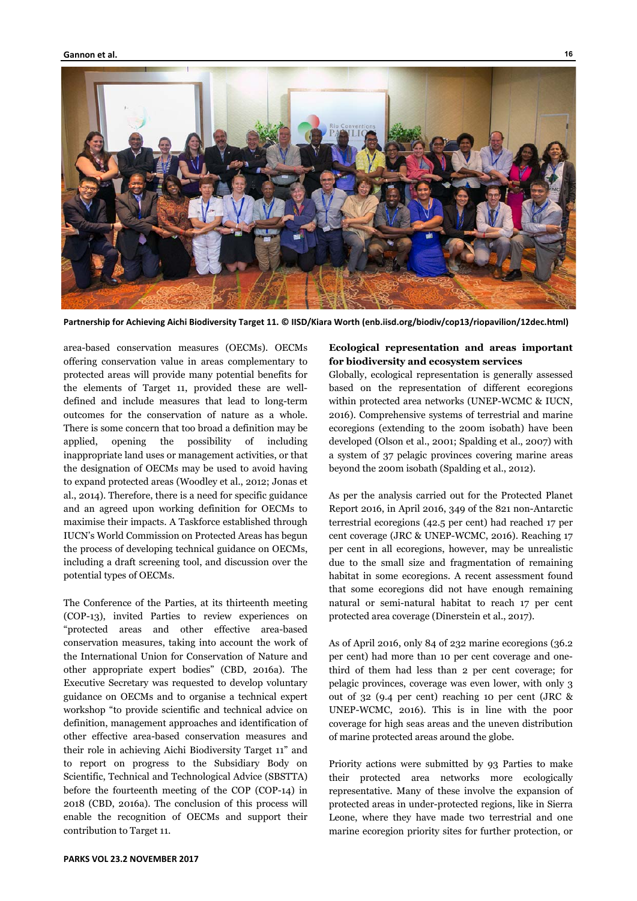Partnership for Achieving Aichi Biodiversity Target 11. © IISD/Kiara Worth (enb.iisd.org/biodiv/cop13/riopavilion/12dec.html)

area-based conservation measures (OECMs). OECMs offering conservation value in areas complementary to protected areas will provide many potential benefits for the elements of Target 11, provided these are well-defined and include measures that lead to long-term outcomes for the conservation of nature as a whole. There is some concern that too broad a definition may be applied, opening the possibility of including inappropriate land uses or management activities, or that the designation of OECMs may be used to avoid having to expand protected areas (Woodley et al., 2012; Jonas et al., 2014). Therefore, there is a need for specific guidance and an agreed upon working definition for OECMs to maximise their impacts. A Taskforce established through IUCN's World Commission on Protected Areas has begun the process of developing technical guidance on OECMs, including a draft screening tool, and discussion over the potential types of OECMs.

The Conference of the Parties, at its thirteenth meeting (COP-13), invited Parties to review experiences on "protected areas and other effective area-based conservation measures, taking into account the work of the International Union for Conservation of Nature and other appropriate expert bodies" (CBD, 2016a). The Executive Secretary was requested to develop voluntary guidance on OECMs and to organise a technical expert workshop "to provide scientific and technical advice on definition, management approaches and identification of other effective area-based conservation measures and their role in achieving Aichi Biodiversity Target 11" and to report on progress to the Subsidiary Body on Scientific, Technical and Technological Advice (SBSTTA) before the fourteenth meeting of the COP (COP-14) in 2018 (CBD, 2016a). The conclusion of this process will enable the recognition of OECMs and support their contribution to Target 11.

**Ecological representation and areas important for biodiversity and ecosystem services**

Globally, ecological representation is generally assessed based on the representation of different ecoregions within protected area networks (UNEP-WCMC & IUCN, 2016). Comprehensive systems of terrestrial and marine ecoregions (extending to the 200m isobath) have been developed (Olson et al., 2001; Spalding et al., 2007) with a system of 37 pelagic provinces covering marine areas beyond the 200m isobath (Spalding et al., 2012).

As per the analysis carried out for the Protected Planet Report 2016, in April 2016, 349 of the 821 non-Antarctic terrestrial ecoregions (42.5 per cent) had reached 17 per cent coverage (JRC & UNEP-WCMC, 2016). Reaching 17 per cent in all ecoregions, however, may be unrealistic due to the small size and fragmentation of remaining habitat in some ecoregions. A recent assessment found that some ecoregions did not have enough remaining natural or semi-natural habitat to reach 17 per cent protected area coverage (Dinerstein et al., 2017).

As of April 2016, only 84 of 232 marine ecoregions (36.2 per cent) had more than 10 per cent coverage and one-third of them had less than 2 per cent coverage; for pelagic provinces, coverage was even lower, with only 3 out of 32 (9.4 per cent) reaching 10 per cent (JRC & UNEP-WCMC, 2016). This is in line with the poor coverage for high seas areas and the uneven distribution of marine protected areas around the globe.

Priority actions were submitted by 93 Parties to make their protected area networks more ecologically representative. Many of these involve the expansion of protected areas in under-protected regions, like in Sierra Leone, where they have made two terrestrial and one marine ecoregion priority sites for further protection, or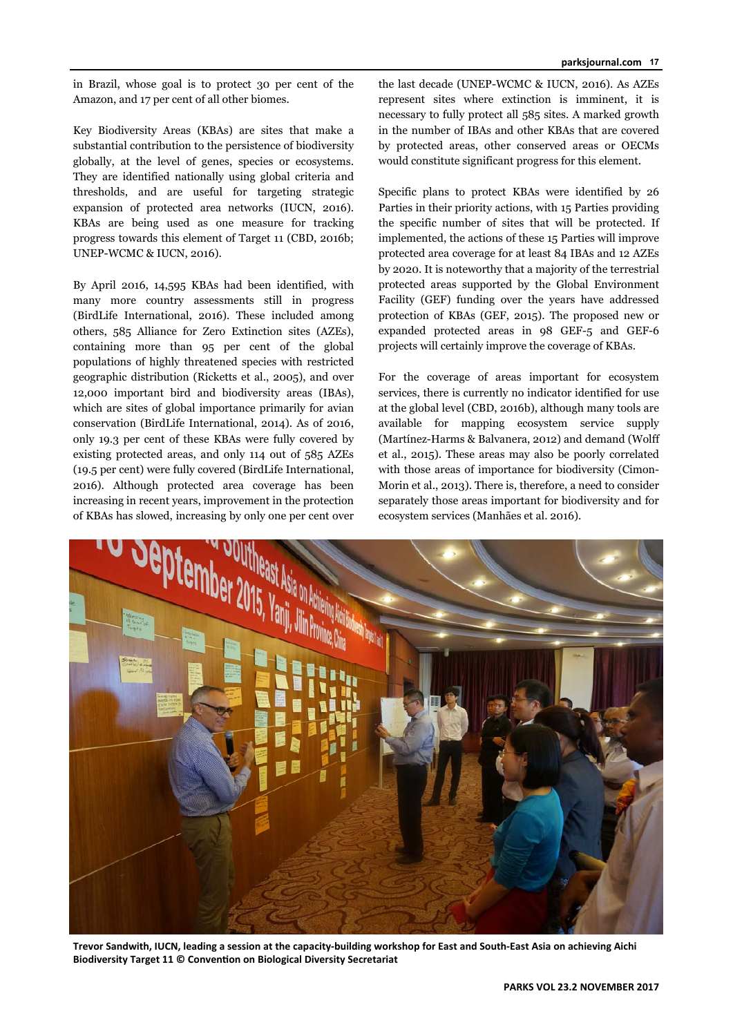in Brazil, whose goal is to protect 30 per cent of the Amazon, and 17 per cent of all other biomes.

Key Biodiversity Areas (KBAs) are sites that make a substantial contribution to the persistence of biodiversity globally, at the level of genes, species or ecosystems. They are identified nationally using global criteria and thresholds, and are useful for targeting strategic expansion of protected area networks (IUCN, 2016). KBAs are being used as one measure for tracking progress towards this element of Target 11 (CBD, 2016b; UNEP-WCMC & IUCN, 2016).

By April 2016, 14,595 KBAs had been identified, with many more country assessments still in progress (BirdLife International, 2016). These included among others, 585 Alliance for Zero Extinction sites (AZEs), containing more than 95 per cent of the global populations of highly threatened species with restricted geographic distribution (Ricketts et al., 2005), and over 12,000 important bird and biodiversity areas (IBAs), which are sites of global importance primarily for avian conservation (BirdLife International, 2014). As of 2016, only 19.3 per cent of these KBAs were fully covered by existing protected areas, and only 114 out of 585 AZEs (19.5 per cent) were fully covered (BirdLife International, 2016). Although protected area coverage has been increasing in recent years, improvement in the protection of KBAs has slowed, increasing by only one per cent over the last decade (UNEP-WCMC & IUCN, 2016). As AZEs represent sites where extinction is imminent, it is necessary to fully protect all 585 sites. A marked growth in the number of IBAs and other KBAs that are covered by protected areas, other conserved areas or OECMs would constitute significant progress for this element.

Specific plans to protect KBAs were identified by 26 Parties in their priority actions, with 15 Parties providing the specific number of sites that will be protected. If implemented, the actions of these 15 Parties will improve protected area coverage for at least 84 IBAs and 12 AZEs by 2020. It is noteworthy that a majority of the terrestrial protected areas supported by the Global Environment Facility (GEF) funding over the years have addressed protection of KBAs (GEF, 2015). The proposed new or expanded protected areas in 98 GEF-5 and GEF-6 projects will certainly improve the coverage of KBAs.

For the coverage of areas important for ecosystem services, there is currently no indicator identified for use at the global level (CBD, 2016b), although many tools are available for mapping ecosystem service supply (Martínez-Harms & Balvanera, 2012) and demand (Wolff et al., 2015). These areas may also be poorly correlated with those areas of importance for biodiversity (Cimon-Morin et al., 2013). There is, therefore, a need to consider separately those areas important for biodiversity and for ecosystem services (Manhães et al. 2016).

**Trevor Sandwith, IUCN, leading a session at the capacity-building workshop for East and South-East Asia on achieving Aichi Biodiversity Target 11 © Convention on Biological Diversity Secretariat**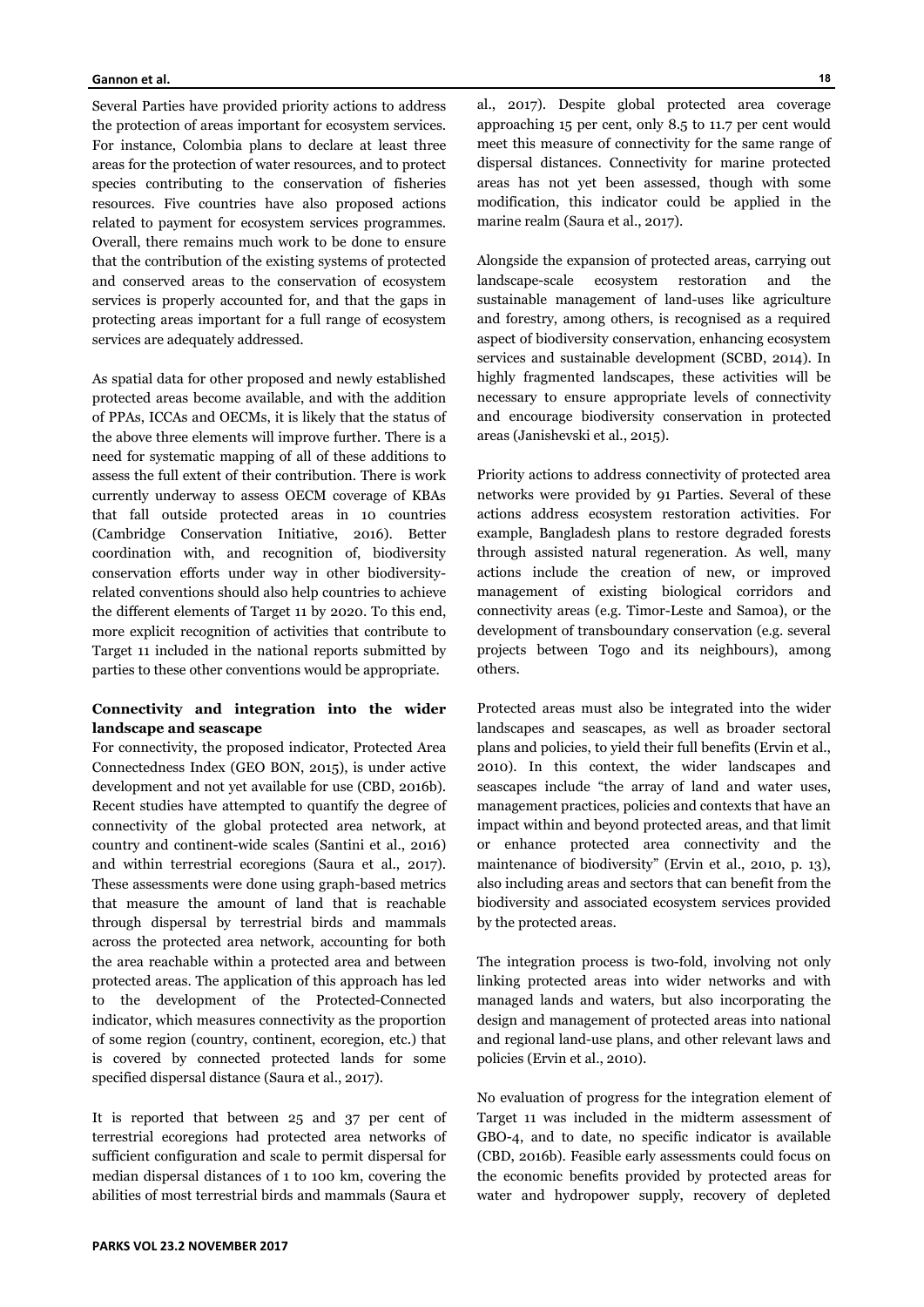Several Parties have provided priority actions to address the protection of areas important for ecosystem services. For instance, Colombia plans to declare at least three areas for the protection of water resources, and to protect species contributing to the conservation of fisheries resources. Five countries have also proposed actions related to payment for ecosystem services programmes. Overall, there remains much work to be done to ensure that the contribution of the existing systems of protected and conserved areas to the conservation of ecosystem services is properly accounted for, and that the gaps in protecting areas important for a full range of ecosystem services are adequately addressed.

As spatial data for other proposed and newly established protected areas become available, and with the addition of PPAs, ICCAs and OECMs, it is likely that the status of the above three elements will improve further. There is a need for systematic mapping of all of these additions to assess the full extent of their contribution. There is work currently underway to assess OECM coverage of KBAs that fall outside protected areas in 10 countries (Cambridge Conservation Initiative, 2016). Better coordination with, and recognition of, biodiversity conservation efforts under way in other biodiversity-related conventions should also help countries to achieve the different elements of Target 11 by 2020. To this end, more explicit recognition of activities that contribute to Target 11 included in the national reports submitted by parties to these other conventions would be appropriate.

**Connectivity and integration into the wider landscape and seascape**

For connectivity, the proposed indicator, Protected Area Connectedness Index (GEO BON, 2015), is under active development and not yet available for use (CBD, 2016b). Recent studies have attempted to quantify the degree of connectivity of the global protected area network, at country and continent-wide scales (Santini et al., 2016) and within terrestrial ecoregions (Saura et al., 2017). These assessments were done using graph-based metrics that measure the amount of land that is reachable through dispersal by terrestrial birds and mammals across the protected area network, accounting for both the area reachable within a protected area and between protected areas. The application of this approach has led to the development of the Protected-Connected indicator, which measures connectivity as the proportion of some region (country, continent, ecoregion, etc.) that is covered by connected protected lands for some specified dispersal distance (Saura et al., 2017).

It is reported that between 25 and 37 per cent of terrestrial ecoregions had protected area networks of sufficient configuration and scale to permit dispersal for median dispersal distances of 1 to 100 km, covering the abilities of most terrestrial birds and mammals (Saura et al., 2017). Despite global protected area coverage approaching 15 per cent, only 8.5 to 11.7 per cent would meet this measure of connectivity for the same range of dispersal distances. Connectivity for marine protected areas has not yet been assessed, though with some modification, this indicator could be applied in the marine realm (Saura et al., 2017).

Alongside the expansion of protected areas, carrying out landscape-scale ecosystem restoration and the sustainable management of land-uses like agriculture and forestry, among others, is recognised as a required aspect of biodiversity conservation, enhancing ecosystem services and sustainable development (SCBD, 2014). In highly fragmented landscapes, these activities will be necessary to ensure appropriate levels of connectivity and encourage biodiversity conservation in protected areas (Janishevski et al., 2015).

Priority actions to address connectivity of protected area networks were provided by 91 Parties. Several of these actions address ecosystem restoration activities. For example, Bangladesh plans to restore degraded forests through assisted natural regeneration. As well, many actions include the creation of new, or improved management of existing biological corridors and connectivity areas (e.g. Timor-Leste and Samoa), or the development of transboundary conservation (e.g. several projects between Togo and its neighbours), among others.

Protected areas must also be integrated into the wider landscapes and seascapes, as well as broader sectoral plans and policies, to yield their full benefits (Ervin et al., 2010). In this context, the wider landscapes and seascapes include "the array of land and water uses, management practices, policies and contexts that have an impact within and beyond protected areas, and that limit or enhance protected area connectivity and the maintenance of biodiversity" (Ervin et al., 2010, p. 13), also including areas and sectors that can benefit from the biodiversity and associated ecosystem services provided by the protected areas.

The integration process is two-fold, involving not only linking protected areas into wider networks and with managed lands and waters, but also incorporating the design and management of protected areas into national and regional land-use plans, and other relevant laws and policies (Ervin et al., 2010).

No evaluation of progress for the integration element of Target 11 was included in the midterm assessment of GBO-4, and to date, no specific indicator is available (CBD, 2016b). Feasible early assessments could focus on the economic benefits provided by protected areas for water and hydropower supply, recovery of depleted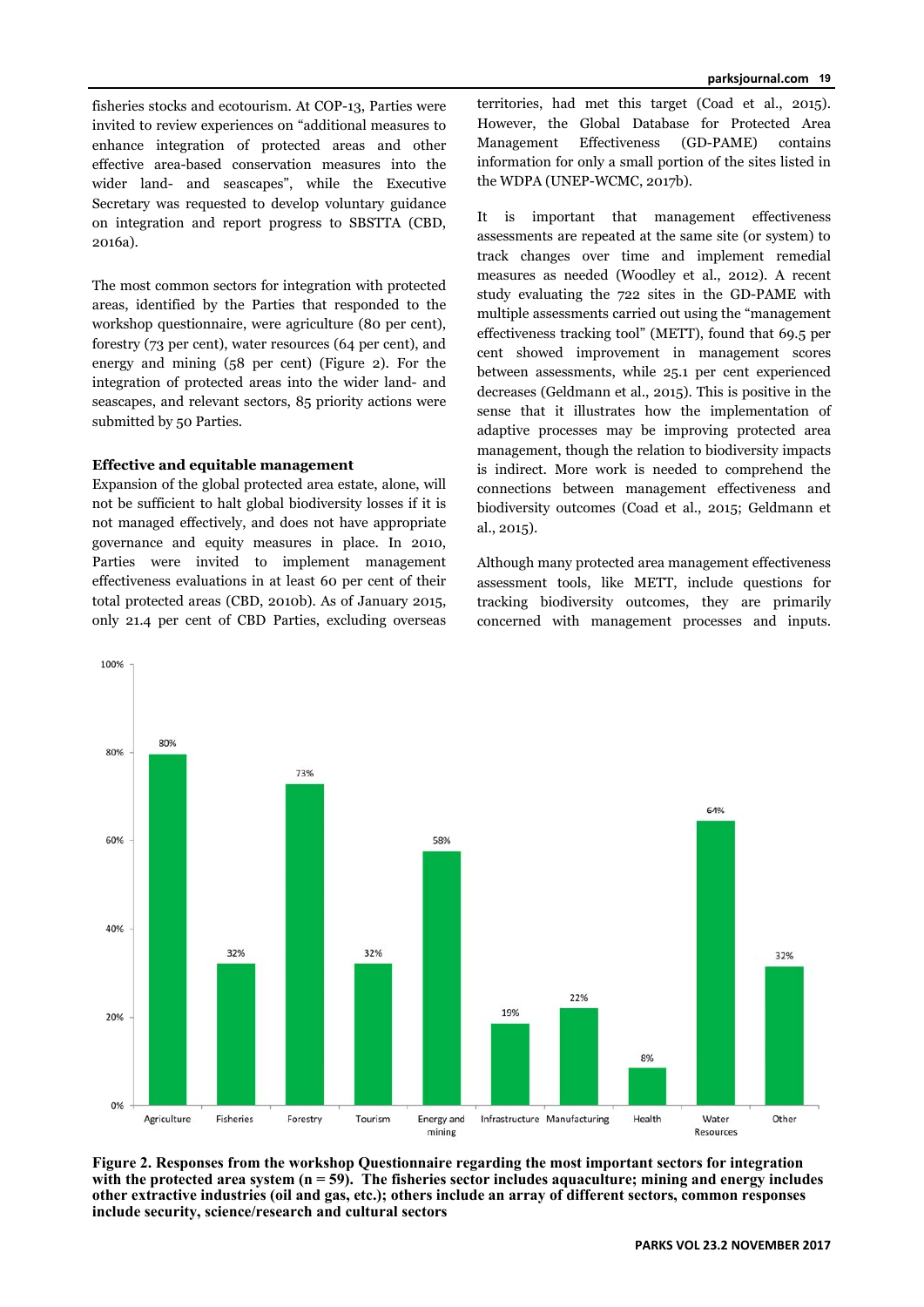fisheries stocks and ecotourism. At COP-13, Parties were invited to review experiences on "additional measures to enhance integration of protected areas and other effective area-based conservation measures into the wider land- and seascapes", while the Executive Secretary was requested to develop voluntary guidance on integration and report progress to SBSTTA (CBD, 2016a).

The most common sectors for integration with protected areas, identified by the Parties that responded to the workshop questionnaire, were agriculture (80 per cent), forestry (73 per cent), water resources (64 per cent), and energy and mining (58 per cent) (Figure 2). For the integration of protected areas into the wider land- and seascapes, and relevant sectors, 85 priority actions were submitted by 50 Parties.

**Effective and equitable management**

Expansion of the global protected area estate, alone, will not be sufficient to halt global biodiversity losses if it is not managed effectively, and does not have appropriate governance and equity measures in place. In 2010, Parties were invited to implement management effectiveness evaluations in at least 60 per cent of their total protected areas (CBD, 2010b). As of January 2015, only 21.4 per cent of CBD Parties, excluding overseas territories, had met this target (Coad et al., 2015). However, the Global Database for Protected Area Management Effectiveness (GD-PAME) contains information for only a small portion of the sites listed in the WDPA (UNEP-WCMC, 2017b).

It is important that management effectiveness assessments are repeated at the same site (or system) to track changes over time and implement remedial measures as needed (Woodley et al., 2012). A recent study evaluating the 722 sites in the GD-PAME with multiple assessments carried out using the "management effectiveness tracking tool" (METT), found that 69.5 per cent showed improvement in management scores between assessments, while 25.1 per cent experienced decreases (Geldmann et al., 2015). This is positive in the sense that it illustrates how the implementation of adaptive processes may be improving protected area management, though the relation to biodiversity impacts is indirect. More work is needed to comprehend the connections between management effectiveness and biodiversity outcomes (Coad et al., 2015; Geldmann et al., 2015).

Although many protected area management effectiveness assessment tools, like METT, include questions for tracking biodiversity outcomes, they are primarily concerned with management processes and inputs.

| Sector | Per cent |
|---|---|
| Agriculture | 80% |
| Fisheries | 32% |
| Forestry | 73% |
| Tourism | 32% |
| Energy and mining | 58% |
| Infrastructure | 19% |
| Manufacturing | 22% |
| Health | 8% |
| Water Resources | 64% |
| Other | 32% |

**Figure 2. Responses from the workshop Questionnaire regarding the most important sectors for integration with the protected area system (n = 59). The fisheries sector includes aquaculture; mining and energy includes other extractive industries (oil and gas, etc.); others include an array of different sectors, common responses include security, science/research and cultural sectors**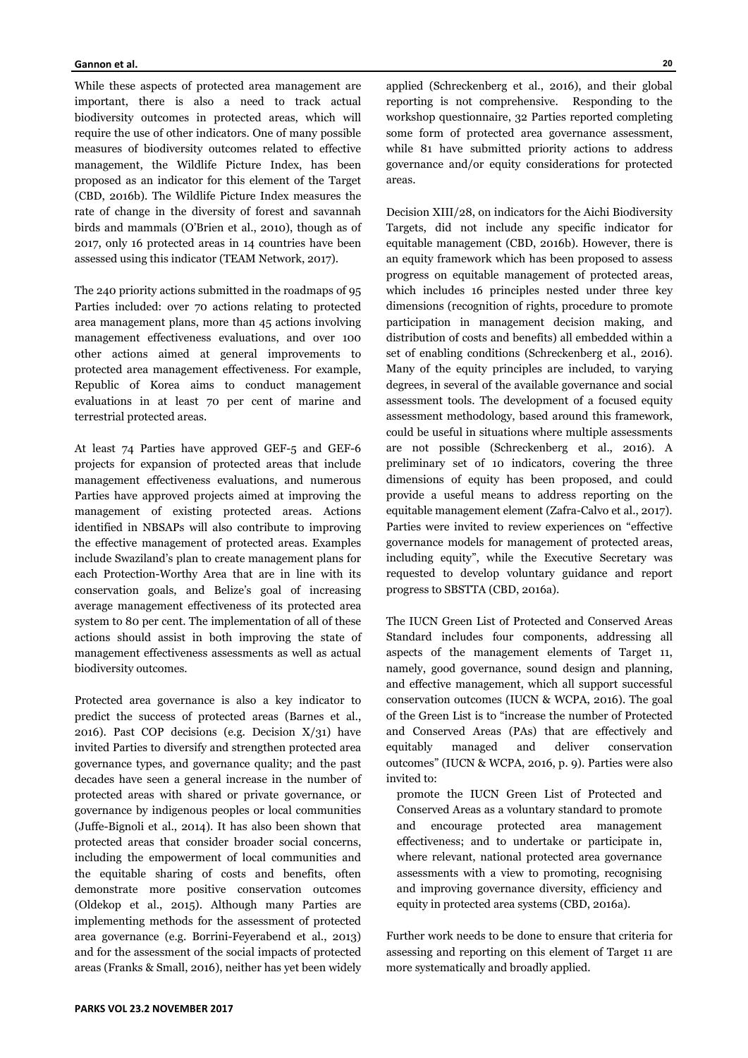While these aspects of protected area management are important, there is also a need to track actual biodiversity outcomes in protected areas, which will require the use of other indicators. One of many possible measures of biodiversity outcomes related to effective management, the Wildlife Picture Index, has been proposed as an indicator for this element of the Target (CBD, 2016b). The Wildlife Picture Index measures the rate of change in the diversity of forest and savannah birds and mammals (O'Brien et al., 2010), though as of 2017, only 16 protected areas in 14 countries have been assessed using this indicator (TEAM Network, 2017).

The 240 priority actions submitted in the roadmaps of 95 Parties included: over 70 actions relating to protected area management plans, more than 45 actions involving management effectiveness evaluations, and over 100 other actions aimed at general improvements to protected area management effectiveness. For example, Republic of Korea aims to conduct management evaluations in at least 70 per cent of marine and terrestrial protected areas.

At least 74 Parties have approved GEF-5 and GEF-6 projects for expansion of protected areas that include management effectiveness evaluations, and numerous Parties have approved projects aimed at improving the management of existing protected areas. Actions identified in NBSAPs will also contribute to improving the effective management of protected areas. Examples include Swaziland's plan to create management plans for each Protection-Worthy Area that are in line with its conservation goals, and Belize's goal of increasing average management effectiveness of its protected area system to 80 per cent. The implementation of all of these actions should assist in both improving the state of management effectiveness assessments as well as actual biodiversity outcomes.

Protected area governance is also a key indicator to predict the success of protected areas (Barnes et al., 2016). Past COP decisions (e.g. Decision X/31) have invited Parties to diversify and strengthen protected area governance types, and governance quality; and the past decades have seen a general increase in the number of protected areas with shared or private governance, or governance by indigenous peoples or local communities (Juffe-Bignoli et al., 2014). It has also been shown that protected areas that consider broader social concerns, including the empowerment of local communities and the equitable sharing of costs and benefits, often demonstrate more positive conservation outcomes (Oldekop et al., 2015). Although many Parties are implementing methods for the assessment of protected area governance (e.g. Borrini-Feyerabend et al., 2013) and for the assessment of the social impacts of protected areas (Franks & Small, 2016), neither has yet been widely applied (Schreckenberg et al., 2016), and their global reporting is not comprehensive. Responding to the workshop questionnaire, 32 Parties reported completing some form of protected area governance assessment, while 81 have submitted priority actions to address governance and/or equity considerations for protected areas.

Decision XIII/28, on indicators for the Aichi Biodiversity Targets, did not include any specific indicator for equitable management (CBD, 2016b). However, there is an equity framework which has been proposed to assess progress on equitable management of protected areas, which includes 16 principles nested under three key dimensions (recognition of rights, procedure to promote participation in management decision making, and distribution of costs and benefits) all embedded within a set of enabling conditions (Schreckenberg et al., 2016). Many of the equity principles are included, to varying degrees, in several of the available governance and social assessment tools. The development of a focused equity assessment methodology, based around this framework, could be useful in situations where multiple assessments are not possible (Schreckenberg et al., 2016). A preliminary set of 10 indicators, covering the three dimensions of equity has been proposed, and could provide a useful means to address reporting on the equitable management element (Zafra-Calvo et al., 2017). Parties were invited to review experiences on "effective governance models for management of protected areas, including equity", while the Executive Secretary was requested to develop voluntary guidance and report progress to SBSTTA (CBD, 2016a).

The IUCN Green List of Protected and Conserved Areas Standard includes four components, addressing all aspects of the management elements of Target 11, namely, good governance, sound design and planning, and effective management, which all support successful conservation outcomes (IUCN & WCPA, 2016). The goal of the Green List is to "increase the number of Protected and Conserved Areas (PAs) that are effectively and equitably managed and deliver conservation outcomes" (IUCN & WCPA, 2016, p. 9). Parties were also invited to:

> promote the IUCN Green List of Protected and Conserved Areas as a voluntary standard to promote and encourage protected area management effectiveness; and to undertake or participate in, where relevant, national protected area governance assessments with a view to promoting, recognising and improving governance diversity, efficiency and equity in protected area systems (CBD, 2016a).

Further work needs to be done to ensure that criteria for assessing and reporting on this element of Target 11 are more systematically and broadly applied.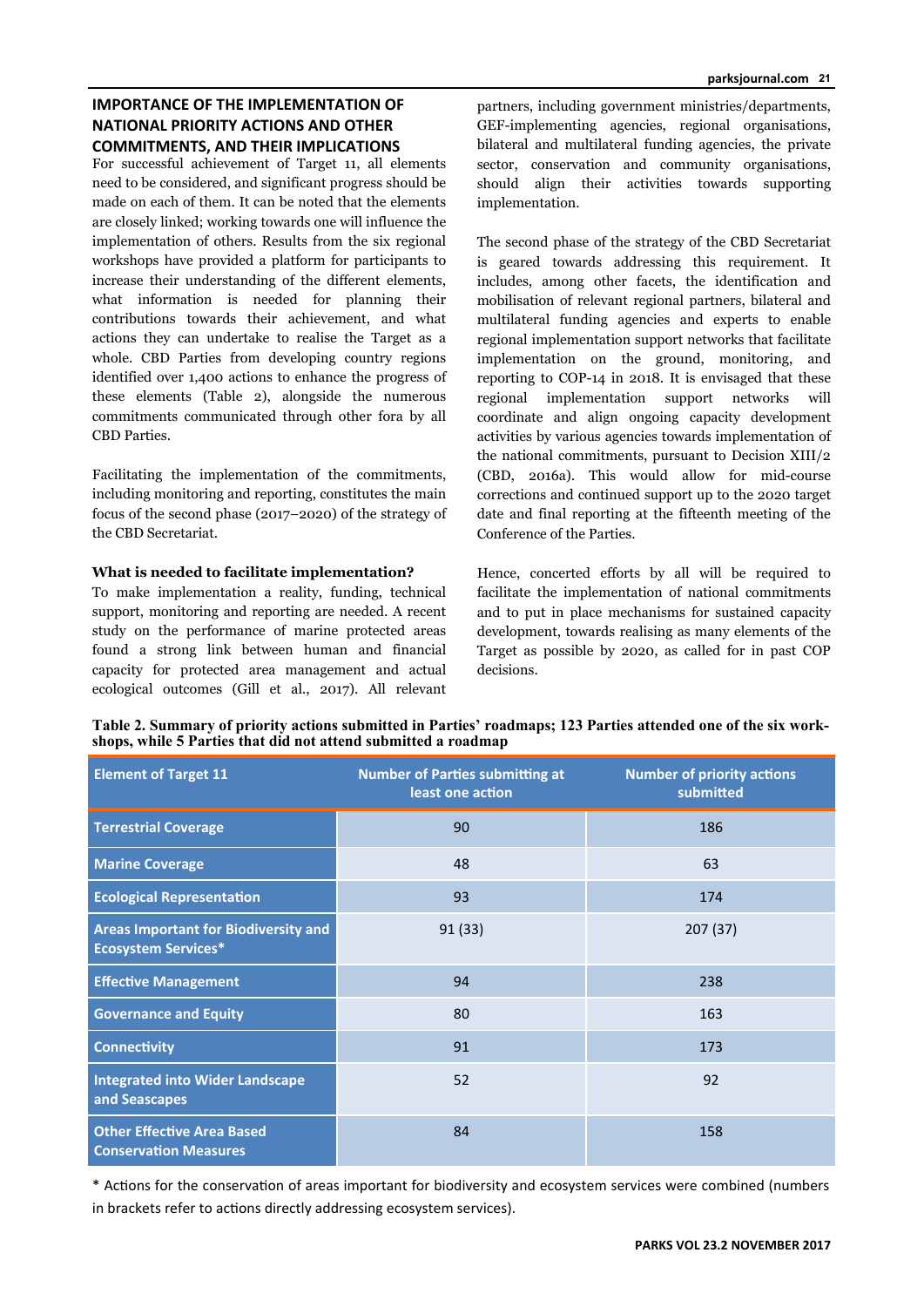## IMPORTANCE OF THE IMPLEMENTATION OF NATIONAL PRIORITY ACTIONS AND OTHER COMMITMENTS, AND THEIR IMPLICATIONS

For successful achievement of Target 11, all elements need to be considered, and significant progress should be made on each of them. It can be noted that the elements are closely linked; working towards one will influence the implementation of others. Results from the six regional workshops have provided a platform for participants to increase their understanding of the different elements, what information is needed for planning their contributions towards their achievement, and what actions they can undertake to realise the Target as a whole. CBD Parties from developing country regions identified over 1,400 actions to enhance the progress of these elements (Table 2), alongside the numerous commitments communicated through other fora by all CBD Parties.

Facilitating the implementation of the commitments, including monitoring and reporting, constitutes the main focus of the second phase (2017–2020) of the strategy of the CBD Secretariat.

### What is needed to facilitate implementation?

To make implementation a reality, funding, technical support, monitoring and reporting are needed. A recent study on the performance of marine protected areas found a strong link between human and financial capacity for protected area management and actual ecological outcomes (Gill et al., 2017). All relevant partners, including government ministries/departments, GEF-implementing agencies, regional organisations, bilateral and multilateral funding agencies, the private sector, conservation and community organisations, should align their activities towards supporting implementation.

The second phase of the strategy of the CBD Secretariat is geared towards addressing this requirement. It includes, among other facets, the identification and mobilisation of relevant regional partners, bilateral and multilateral funding agencies and experts to enable regional implementation support networks that facilitate implementation on the ground, monitoring, and reporting to COP-14 in 2018. It is envisaged that these regional implementation support networks will coordinate and align ongoing capacity development activities by various agencies towards implementation of the national commitments, pursuant to Decision XIII/2 (CBD, 2016a). This would allow for mid-course corrections and continued support up to the 2020 target date and final reporting at the fifteenth meeting of the Conference of the Parties.

Hence, concerted efforts by all will be required to facilitate the implementation of national commitments and to put in place mechanisms for sustained capacity development, towards realising as many elements of the Target as possible by 2020, as called for in past COP decisions.

**Table 2. Summary of priority actions submitted in Parties' roadmaps; 123 Parties attended one of the six workshops, while 5 Parties that did not attend submitted a roadmap**

| Element of Target 11 | Number of Parties submitting at least one action | Number of priority actions submitted |
|---|---|---|
| Terrestrial Coverage | 90 | 186 |
| Marine Coverage | 48 | 63 |
| Ecological Representation | 93 | 174 |
| Areas Important for Biodiversity and Ecosystem Services* | 91 (33) | 207 (37) |
| Effective Management | 94 | 238 |
| Governance and Equity | 80 | 163 |
| Connectivity | 91 | 173 |
| Integrated into Wider Landscape and Seascapes | 52 | 92 |
| Other Effective Area Based Conservation Measures | 84 | 158 |

* Actions for the conservation of areas important for biodiversity and ecosystem services were combined (numbers in brackets refer to actions directly addressing ecosystem services).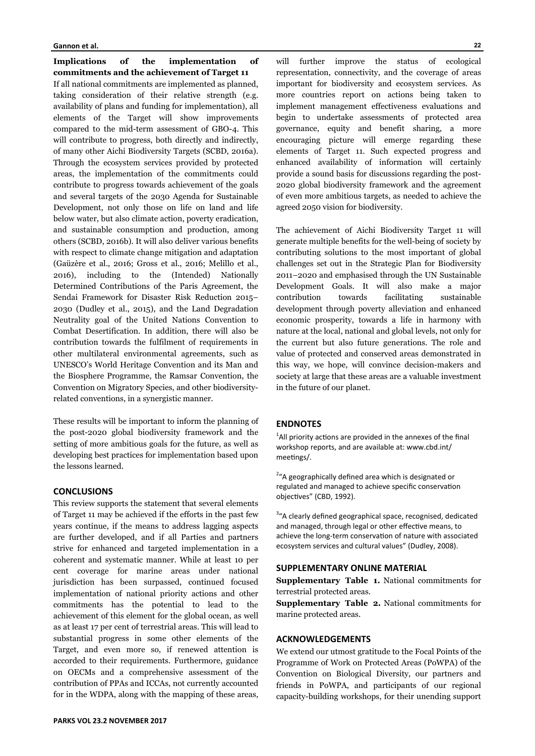**Implications of the implementation of commitments and the achievement of Target 11**

If all national commitments are implemented as planned, taking consideration of their relative strength (e.g. availability of plans and funding for implementation), all elements of the Target will show improvements compared to the mid-term assessment of GBO-4. This will contribute to progress, both directly and indirectly, of many other Aichi Biodiversity Targets (SCBD, 2016a). Through the ecosystem services provided by protected areas, the implementation of the commitments could contribute to progress towards achievement of the goals and several targets of the 2030 Agenda for Sustainable Development, not only those on life on land and life below water, but also climate action, poverty eradication, and sustainable consumption and production, among others (SCBD, 2016b). It will also deliver various benefits with respect to climate change mitigation and adaptation (Gaüzère et al., 2016; Gross et al., 2016; Melillo et al., 2016), including to the (Intended) Nationally Determined Contributions of the Paris Agreement, the Sendai Framework for Disaster Risk Reduction 2015–2030 (Dudley et al., 2015), and the Land Degradation Neutrality goal of the United Nations Convention to Combat Desertification. In addition, there will also be contribution towards the fulfilment of requirements in other multilateral environmental agreements, such as UNESCO's World Heritage Convention and its Man and the Biosphere Programme, the Ramsar Convention, the Convention on Migratory Species, and other biodiversity-related conventions, in a synergistic manner.

These results will be important to inform the planning of the post-2020 global biodiversity framework and the setting of more ambitious goals for the future, as well as developing best practices for implementation based upon the lessons learned.

## CONCLUSIONS

This review supports the statement that several elements of Target 11 may be achieved if the efforts in the past few years continue, if the means to address lagging aspects are further developed, and if all Parties and partners strive for enhanced and targeted implementation in a coherent and systematic manner. While at least 10 per cent coverage for marine areas under national jurisdiction has been surpassed, continued focused implementation of national priority actions and other commitments has the potential to lead to the achievement of this element for the global ocean, as well as at least 17 per cent of terrestrial areas. This will lead to substantial progress in some other elements of the Target, and even more so, if renewed attention is accorded to their requirements. Furthermore, guidance on OECMs and a comprehensive assessment of the contribution of PPAs and ICCAs, not currently accounted for in the WDPA, along with the mapping of these areas, will further improve the status of ecological representation, connectivity, and the coverage of areas important for biodiversity and ecosystem services. As more countries report on actions being taken to implement management effectiveness evaluations and begin to undertake assessments of protected area governance, equity and benefit sharing, a more encouraging picture will emerge regarding these elements of Target 11. Such expected progress and enhanced availability of information will certainly provide a sound basis for discussions regarding the post-2020 global biodiversity framework and the agreement of even more ambitious targets, as needed to achieve the agreed 2050 vision for biodiversity.

The achievement of Aichi Biodiversity Target 11 will generate multiple benefits for the well-being of society by contributing solutions to the most important of global challenges set out in the Strategic Plan for Biodiversity 2011–2020 and emphasised through the UN Sustainable Development Goals. It will also make a major contribution towards facilitating sustainable development through poverty alleviation and enhanced economic prosperity, towards a life in harmony with nature at the local, national and global levels, not only for the current but also future generations. The role and value of protected and conserved areas demonstrated in this way, we hope, will convince decision-makers and society at large that these areas are a valuable investment in the future of our planet.

## ENDNOTES

[1]All priority actions are provided in the annexes of the final workshop reports, and are available at: www.cbd.int/meetings/.

[2]"A geographically defined area which is designated or regulated and managed to achieve specific conservation objectives" (CBD, 1992).

[3]"A clearly defined geographical space, recognised, dedicated and managed, through legal or other effective means, to achieve the long-term conservation of nature with associated ecosystem services and cultural values" (Dudley, 2008).

## SUPPLEMENTARY ONLINE MATERIAL

**Supplementary Table 1.** National commitments for terrestrial protected areas.

**Supplementary Table 2.** National commitments for marine protected areas.

## ACKNOWLEDGEMENTS

We extend our utmost gratitude to the Focal Points of the Programme of Work on Protected Areas (PoWPA) of the Convention on Biological Diversity, our partners and friends in PoWPA, and participants of our regional capacity-building workshops, for their unending support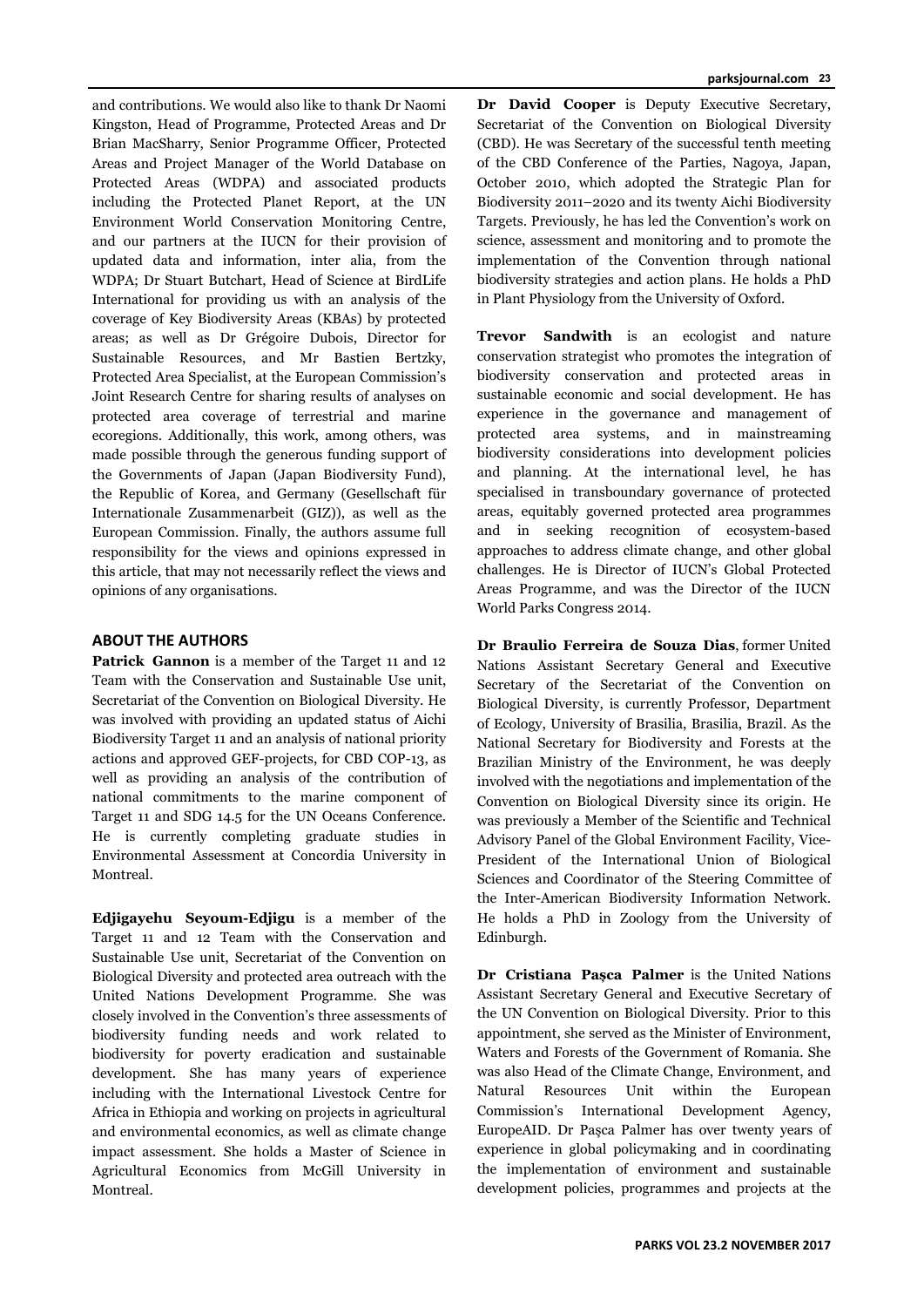and contributions. We would also like to thank Dr Naomi Kingston, Head of Programme, Protected Areas and Dr Brian MacSharry, Senior Programme Officer, Protected Areas and Project Manager of the World Database on Protected Areas (WDPA) and associated products including the Protected Planet Report, at the UN Environment World Conservation Monitoring Centre, and our partners at the IUCN for their provision of updated data and information, inter alia, from the WDPA; Dr Stuart Butchart, Head of Science at BirdLife International for providing us with an analysis of the coverage of Key Biodiversity Areas (KBAs) by protected areas; as well as Dr Grégoire Dubois, Director for Sustainable Resources, and Mr Bastien Bertzky, Protected Area Specialist, at the European Commission's Joint Research Centre for sharing results of analyses on protected area coverage of terrestrial and marine ecoregions. Additionally, this work, among others, was made possible through the generous funding support of the Governments of Japan (Japan Biodiversity Fund), the Republic of Korea, and Germany (Gesellschaft für Internationale Zusammenarbeit (GIZ)), as well as the European Commission. Finally, the authors assume full responsibility for the views and opinions expressed in this article, that may not necessarily reflect the views and opinions of any organisations.

## ABOUT THE AUTHORS

**Patrick Gannon** is a member of the Target 11 and 12 Team with the Conservation and Sustainable Use unit, Secretariat of the Convention on Biological Diversity. He was involved with providing an updated status of Aichi Biodiversity Target 11 and an analysis of national priority actions and approved GEF-projects, for CBD COP-13, as well as providing an analysis of the contribution of national commitments to the marine component of Target 11 and SDG 14.5 for the UN Oceans Conference. He is currently completing graduate studies in Environmental Assessment at Concordia University in Montreal.

**Edjigayehu Seyoum-Edjigu** is a member of the Target 11 and 12 Team with the Conservation and Sustainable Use unit, Secretariat of the Convention on Biological Diversity and protected area outreach with the United Nations Development Programme. She was closely involved in the Convention's three assessments of biodiversity funding needs and work related to biodiversity for poverty eradication and sustainable development. She has many years of experience including with the International Livestock Centre for Africa in Ethiopia and working on projects in agricultural and environmental economics, as well as climate change impact assessment. She holds a Master of Science in Agricultural Economics from McGill University in Montreal.

**Dr David Cooper** is Deputy Executive Secretary, Secretariat of the Convention on Biological Diversity (CBD). He was Secretary of the successful tenth meeting of the CBD Conference of the Parties, Nagoya, Japan, October 2010, which adopted the Strategic Plan for Biodiversity 2011–2020 and its twenty Aichi Biodiversity Targets. Previously, he has led the Convention's work on science, assessment and monitoring and to promote the implementation of the Convention through national biodiversity strategies and action plans. He holds a PhD in Plant Physiology from the University of Oxford.

**Trevor Sandwith** is an ecologist and nature conservation strategist who promotes the integration of biodiversity conservation and protected areas in sustainable economic and social development. He has experience in the governance and management of protected area systems, and in mainstreaming biodiversity considerations into development policies and planning. At the international level, he has specialised in transboundary governance of protected areas, equitably governed protected area programmes and in seeking recognition of ecosystem-based approaches to address climate change, and other global challenges. He is Director of IUCN's Global Protected Areas Programme, and was the Director of the IUCN World Parks Congress 2014.

**Dr Braulio Ferreira de Souza Dias**, former United Nations Assistant Secretary General and Executive Secretary of the Secretariat of the Convention on Biological Diversity, is currently Professor, Department of Ecology, University of Brasilia, Brasilia, Brazil. As the National Secretary for Biodiversity and Forests at the Brazilian Ministry of the Environment, he was deeply involved with the negotiations and implementation of the Convention on Biological Diversity since its origin. He was previously a Member of the Scientific and Technical Advisory Panel of the Global Environment Facility, Vice-President of the International Union of Biological Sciences and Coordinator of the Steering Committee of the Inter-American Biodiversity Information Network. He holds a PhD in Zoology from the University of Edinburgh.

**Dr Cristiana Paşca Palmer** is the United Nations Assistant Secretary General and Executive Secretary of the UN Convention on Biological Diversity. Prior to this appointment, she served as the Minister of Environment, Waters and Forests of the Government of Romania. She was also Head of the Climate Change, Environment, and Natural Resources Unit within the European Commission's International Development Agency, EuropeAID. Dr Paşca Palmer has over twenty years of experience in global policymaking and in coordinating the implementation of environment and sustainable development policies, programmes and projects at the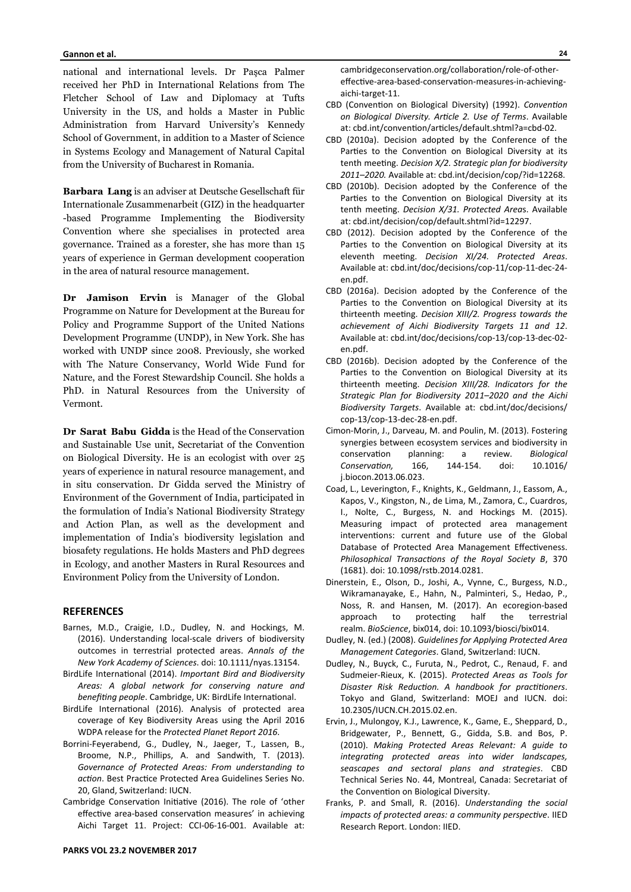national and international levels. Dr Paşca Palmer received her PhD in International Relations from The Fletcher School of Law and Diplomacy at Tufts University in the US, and holds a Master in Public Administration from Harvard University's Kennedy School of Government, in addition to a Master of Science in Systems Ecology and Management of Natural Capital from the University of Bucharest in Romania.

**Barbara Lang** is an adviser at Deutsche Gesellschaft für Internationale Zusammenarbeit (GIZ) in the headquarter -based Programme Implementing the Biodiversity Convention where she specialises in protected area governance. Trained as a forester, she has more than 15 years of experience in German development cooperation in the area of natural resource management.

**Dr Jamison Ervin** is Manager of the Global Programme on Nature for Development at the Bureau for Policy and Programme Support of the United Nations Development Programme (UNDP), in New York. She has worked with UNDP since 2008. Previously, she worked with The Nature Conservancy, World Wide Fund for Nature, and the Forest Stewardship Council. She holds a PhD. in Natural Resources from the University of Vermont.

**Dr Sarat Babu Gidda** is the Head of the Conservation and Sustainable Use unit, Secretariat of the Convention on Biological Diversity. He is an ecologist with over 25 years of experience in natural resource management, and in situ conservation. Dr Gidda served the Ministry of Environment of the Government of India, participated in the formulation of India's National Biodiversity Strategy and Action Plan, as well as the development and implementation of India's biodiversity legislation and biosafety regulations. He holds Masters and PhD degrees in Ecology, and another Masters in Rural Resources and Environment Policy from the University of London.

## REFERENCES

Barnes, M.D., Craigie, I.D., Dudley, N. and Hockings, M. (2016). Understanding local-scale drivers of biodiversity outcomes in terrestrial protected areas. *Annals of the New York Academy of Sciences*. doi: 10.1111/nyas.13154.

BirdLife International (2014). *Important Bird and Biodiversity Areas: A global network for conserving nature and benefiting people*. Cambridge, UK: BirdLife International.

BirdLife International (2016). Analysis of protected area coverage of Key Biodiversity Areas using the April 2016 WDPA release for the *Protected Planet Report 2016*.

Borrini-Feyerabend, G., Dudley, N., Jaeger, T., Lassen, B., Broome, N.P., Phillips, A. and Sandwith, T. (2013). *Governance of Protected Areas: From understanding to action*. Best Practice Protected Area Guidelines Series No. 20, Gland, Switzerland: IUCN.

Cambridge Conservation Initiative (2016). The role of 'other effective area-based conservation measures' in achieving Aichi Target 11. Project: CCI-06-16-001. Available at: cambridgeconservation.org/collaboration/role-of-other-effective-area-based-conservation-measures-in-achieving-aichi-target-11.

CBD (Convention on Biological Diversity) (1992). *Convention on Biological Diversity. Article 2. Use of Terms*. Available at: cbd.int/convention/articles/default.shtml?a=cbd-02.

CBD (2010a). Decision adopted by the Conference of the Parties to the Convention on Biological Diversity at its tenth meeting. *Decision X/2. Strategic plan for biodiversity 2011–2020.* Available at: cbd.int/decision/cop/?id=12268.

CBD (2010b). Decision adopted by the Conference of the Parties to the Convention on Biological Diversity at its tenth meeting. *Decision X/31. Protected Areas*. Available at: cbd.int/decision/cop/default.shtml?id=12297.

CBD (2012). Decision adopted by the Conference of the Parties to the Convention on Biological Diversity at its eleventh meeting. *Decision XI/24. Protected Areas*. Available at: cbd.int/doc/decisions/cop-11/cop-11-dec-24-en.pdf.

CBD (2016a). Decision adopted by the Conference of the Parties to the Convention on Biological Diversity at its thirteenth meeting. *Decision XIII/2. Progress towards the achievement of Aichi Biodiversity Targets 11 and 12*. Available at: cbd.int/doc/decisions/cop-13/cop-13-dec-02-en.pdf.

CBD (2016b). Decision adopted by the Conference of the Parties to the Convention on Biological Diversity at its thirteenth meeting. *Decision XIII/28. Indicators for the Strategic Plan for Biodiversity 2011–2020 and the Aichi Biodiversity Targets*. Available at: cbd.int/doc/decisions/cop-13/cop-13-dec-28-en.pdf.

Cimon-Morin, J., Darveau, M. and Poulin, M. (2013). Fostering synergies between ecosystem services and biodiversity in conservation planning: a review. *Biological Conservation,* 166, 144-154. doi: 10.1016/j.biocon.2013.06.023.

Coad, L., Leverington, F., Knights, K., Geldmann, J., Eassom, A., Kapos, V., Kingston, N., de Lima, M., Zamora, C., Cuardros, I., Nolte, C., Burgess, N. and Hockings M. (2015). Measuring impact of protected area management interventions: current and future use of the Global Database of Protected Area Management Effectiveness. *Philosophical Transactions of the Royal Society B*, 370 (1681). doi: 10.1098/rstb.2014.0281.

Dinerstein, E., Olson, D., Joshi, A., Vynne, C., Burgess, N.D., Wikramanayake, E., Hahn, N., Palminteri, S., Hedao, P., Noss, R. and Hansen, M. (2017). An ecoregion-based approach to protecting half the terrestrial realm. *BioScience*, bix014, doi: 10.1093/biosci/bix014.

Dudley, N. (ed.) (2008). *Guidelines for Applying Protected Area Management Categories*. Gland, Switzerland: IUCN.

Dudley, N., Buyck, C., Furuta, N., Pedrot, C., Renaud, F. and Sudmeier-Rieux, K. (2015). *Protected Areas as Tools for Disaster Risk Reduction. A handbook for practitioners*. Tokyo and Gland, Switzerland: MOEJ and IUCN. doi: 10.2305/IUCN.CH.2015.02.en.

Ervin, J., Mulongoy, K.J., Lawrence, K., Game, E., Sheppard, D., Bridgewater, P., Bennett, G., Gidda, S.B. and Bos, P. (2010). *Making Protected Areas Relevant: A guide to integrating protected areas into wider landscapes, seascapes and sectoral plans and strategies*. CBD Technical Series No. 44, Montreal, Canada: Secretariat of the Convention on Biological Diversity.

Franks, P. and Small, R. (2016). *Understanding the social impacts of protected areas: a community perspective*. IIED Research Report. London: IIED.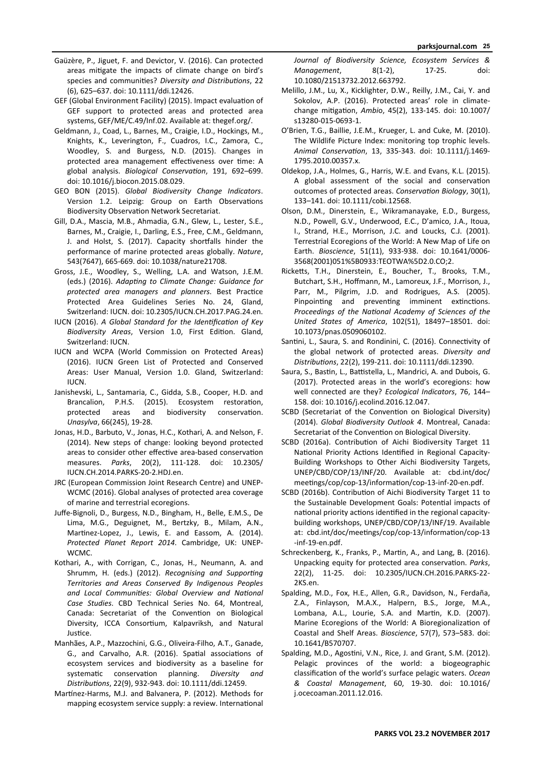Gaüzère, P., Jiguet, F. and Devictor, V. (2016). Can protected areas mitigate the impacts of climate change on bird's species and communities? *Diversity and Distributions*, 22 (6), 625–637. doi: 10.1111/ddi.12426.

GEF (Global Environment Facility) (2015). Impact evaluation of GEF support to protected areas and protected area systems, GEF/ME/C.49/Inf.02. Available at: thegef.org/.

Geldmann, J., Coad, L., Barnes, M., Craigie, I.D., Hockings, M., Knights, K., Leverington, F., Cuadros, I.C., Zamora, C., Woodley, S. and Burgess, N.D. (2015). Changes in protected area management effectiveness over time: A global analysis. *Biological Conservation*, 191, 692–699. doi: 10.1016/j.biocon.2015.08.029.

GEO BON (2015). *Global Biodiversity Change Indicators*. Version 1.2. Leipzig: Group on Earth Observations Biodiversity Observation Network Secretariat.

Gill, D.A., Mascia, M.B., Ahmadia, G.N., Glew, L., Lester, S.E., Barnes, M., Craigie, I., Darling, E.S., Free, C.M., Geldmann, J. and Holst, S. (2017). Capacity shortfalls hinder the performance of marine protected areas globally. *Nature*, 543(7647), 665-669. doi: 10.1038/nature21708.

Gross, J.E., Woodley, S., Welling, L.A. and Watson, J.E.M. (eds.) (2016). *Adapting to Climate Change: Guidance for protected area managers and planners*. Best Practice Protected Area Guidelines Series No. 24, Gland, Switzerland: IUCN. doi: 10.2305/IUCN.CH.2017.PAG.24.en.

IUCN (2016). *A Global Standard for the Identification of Key Biodiversity Areas*, Version 1.0, First Edition. Gland, Switzerland: IUCN.

IUCN and WCPA (World Commission on Protected Areas) (2016). IUCN Green List of Protected and Conserved Areas: User Manual, Version 1.0. Gland, Switzerland: IUCN.

Janishevski, L., Santamaria, C., Gidda, S.B., Cooper, H.D. and Brancalion, P.H.S. (2015). Ecosystem restoration, protected areas and biodiversity conservation. *Unasylva*, 66(245), 19-28.

Jonas, H.D., Barbuto, V., Jonas, H.C., Kothari, A. and Nelson, F. (2014). New steps of change: looking beyond protected areas to consider other effective area-based conservation measures. *Parks*, 20(2), 111-128. doi: 10.2305/IUCN.CH.2014.PARKS-20-2.HDJ.en.

JRC (European Commission Joint Research Centre) and UNEP-WCMC (2016). Global analyses of protected area coverage of marine and terrestrial ecoregions.

Juffe-Bignoli, D., Burgess, N.D., Bingham, H., Belle, E.M.S., De Lima, M.G., Deguignet, M., Bertzky, B., Milam, A.N., Martinez-Lopez, J., Lewis, E. and Eassom, A. (2014). *Protected Planet Report 2014*. Cambridge, UK: UNEP-WCMC.

Kothari, A., with Corrigan, C., Jonas, H., Neumann, A. and Shrumm, H. (eds.) (2012). *Recognising and Supporting Territories and Areas Conserved By Indigenous Peoples and Local Communities: Global Overview and National Case Studies*. CBD Technical Series No. 64, Montreal, Canada: Secretariat of the Convention on Biological Diversity, ICCA Consortium, Kalpavriksh, and Natural Justice.

Manhães, A.P., Mazzochini, G.G., Oliveira-Filho, A.T., Ganade, G., and Carvalho, A.R. (2016). Spatial associations of ecosystem services and biodiversity as a baseline for systematic conservation planning. *Diversity and Distributions*, 22(9), 932-943. doi: 10.1111/ddi.12459.

Martínez-Harms, M.J. and Balvanera, P. (2012). Methods for mapping ecosystem service supply: a review. *International Journal of Biodiversity Science, Ecosystem Services & Management*, 8(1-2), 17-25. doi: 10.1080/21513732.2012.663792.

Melillo, J.M., Lu, X., Kicklighter, D.W., Reilly, J.M., Cai, Y. and Sokolov, A.P. (2016). Protected areas' role in climate-change mitigation, *Ambio*, 45(2), 133-145. doi: 10.1007/s13280-015-0693-1.

O'Brien, T.G., Baillie, J.E.M., Krueger, L. and Cuke, M. (2010). The Wildlife Picture Index: monitoring top trophic levels. *Animal Conservation*, 13, 335-343. doi: 10.1111/j.1469-1795.2010.00357.x.

Oldekop, J.A., Holmes, G., Harris, W.E. and Evans, K.L. (2015). A global assessment of the social and conservation outcomes of protected areas. *Conservation Biology*, 30(1), 133–141. doi: 10.1111/cobi.12568.

Olson, D.M., Dinerstein, E., Wikramanayake, E.D., Burgess, N.D., Powell, G.V., Underwood, E.C., D'amico, J.A., Itoua, I., Strand, H.E., Morrison, J.C. and Loucks, C.J. (2001). Terrestrial Ecoregions of the World: A New Map of Life on Earth. *Bioscience*, 51(11), 933-938. doi: 10.1641/0006-3568(2001)051%5B0933:TEOTWA%5D2.0.CO;2.

Ricketts, T.H., Dinerstein, E., Boucher, T., Brooks, T.M., Butchart, S.H., Hoffmann, M., Lamoreux, J.F., Morrison, J., Parr, M., Pilgrim, J.D. and Rodrigues, A.S. (2005). Pinpointing and preventing imminent extinctions. *Proceedings of the National Academy of Sciences of the United States of America*, 102(51), 18497–18501. doi: 10.1073/pnas.0509060102.

Santini, L., Saura, S. and Rondinini, C. (2016). Connectivity of the global network of protected areas. *Diversity and Distributions*, 22(2), 199-211. doi: 10.1111/ddi.12390.

Saura, S., Bastin, L., Battistella, L., Mandrici, A. and Dubois, G. (2017). Protected areas in the world's ecoregions: how well connected are they? *Ecological Indicators*, 76, 144–158. doi: 10.1016/j.ecolind.2016.12.047.

SCBD (Secretariat of the Convention on Biological Diversity) (2014). *Global Biodiversity Outlook 4*. Montreal, Canada: Secretariat of the Convention on Biological Diversity.

SCBD (2016a). Contribution of Aichi Biodiversity Target 11 National Priority Actions Identified in Regional Capacity-Building Workshops to Other Aichi Biodiversity Targets, UNEP/CBD/COP/13/INF/20. Available at: cbd.int/doc/meetings/cop/cop-13/information/cop-13-inf-20-en.pdf.

SCBD (2016b). Contribution of Aichi Biodiversity Target 11 to the Sustainable Development Goals: Potential impacts of national priority actions identified in the regional capacity-building workshops, UNEP/CBD/COP/13/INF/19. Available at: cbd.int/doc/meetings/cop/cop-13/information/cop-13-inf-19-en.pdf.

Schreckenberg, K., Franks, P., Martin, A., and Lang, B. (2016). Unpacking equity for protected area conservation. *Parks*, 22(2), 11-25. doi: 10.2305/IUCN.CH.2016.PARKS-22-2KS.en.

Spalding, M.D., Fox, H.E., Allen, G.R., Davidson, N., Ferdaña, Z.A., Finlayson, M.A.X., Halpern, B.S., Jorge, M.A., Lombana, A.L., Lourie, S.A. and Martin, K.D. (2007). Marine Ecoregions of the World: A Bioregionalization of Coastal and Shelf Areas. *Bioscience*, 57(7), 573–583. doi: 10.1641/B570707.

Spalding, M.D., Agostini, V.N., Rice, J. and Grant, S.M. (2012). Pelagic provinces of the world: a biogeographic classification of the world's surface pelagic waters. *Ocean & Coastal Management*, 60, 19-30. doi: 10.1016/j.ocecoaman.2011.12.016.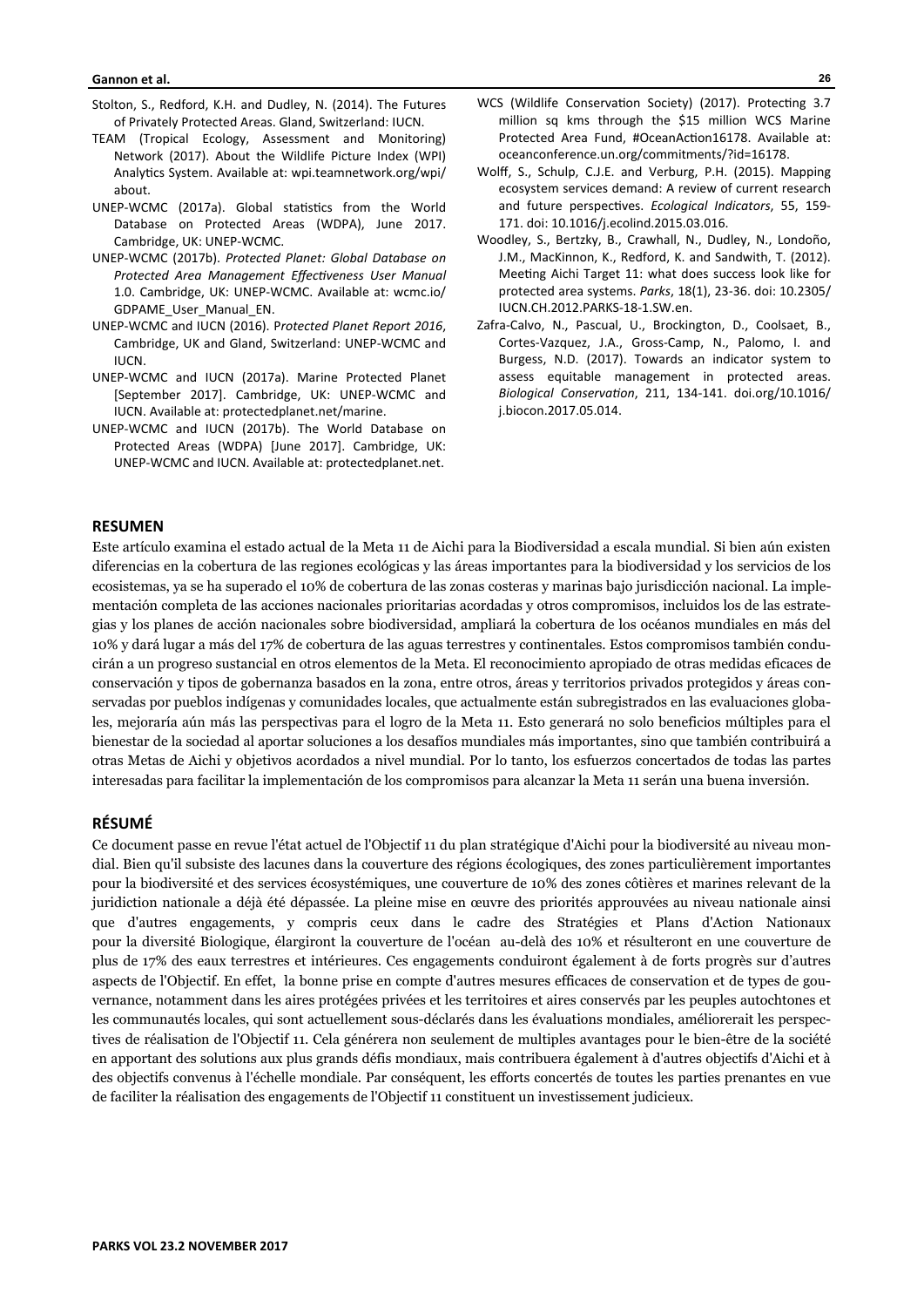Stolton, S., Redford, K.H. and Dudley, N. (2014). The Futures of Privately Protected Areas. Gland, Switzerland: IUCN.

TEAM (Tropical Ecology, Assessment and Monitoring) Network (2017). About the Wildlife Picture Index (WPI) Analytics System. Available at: wpi.teamnetwork.org/wpi/about.

UNEP-WCMC (2017a). Global statistics from the World Database on Protected Areas (WDPA), June 2017. Cambridge, UK: UNEP-WCMC.

UNEP-WCMC (2017b). *Protected Planet: Global Database on Protected Area Management Effectiveness User Manual* 1.0. Cambridge, UK: UNEP-WCMC. Available at: wcmc.io/GDPAME_User_Manual_EN.

UNEP-WCMC and IUCN (2016). *Protected Planet Report 2016*, Cambridge, UK and Gland, Switzerland: UNEP-WCMC and IUCN.

UNEP-WCMC and IUCN (2017a). Marine Protected Planet [September 2017]. Cambridge, UK: UNEP-WCMC and IUCN. Available at: protectedplanet.net/marine.

UNEP-WCMC and IUCN (2017b). The World Database on Protected Areas (WDPA) [June 2017]. Cambridge, UK: UNEP-WCMC and IUCN. Available at: protectedplanet.net.

WCS (Wildlife Conservation Society) (2017). Protecting 3.7 million sq kms through the $15 million WCS Marine Protected Area Fund, #OceanAction16178. Available at: oceanconference.un.org/commitments/?id=16178.

Wolff, S., Schulp, C.J.E. and Verburg, P.H. (2015). Mapping ecosystem services demand: A review of current research and future perspectives. *Ecological Indicators*, 55, 159-171. doi: 10.1016/j.ecolind.2015.03.016.

Woodley, S., Bertzky, B., Crawhall, N., Dudley, N., Londoño, J.M., MacKinnon, K., Redford, K. and Sandwith, T. (2012). Meeting Aichi Target 11: what does success look like for protected area systems. *Parks*, 18(1), 23-36. doi: 10.2305/IUCN.CH.2012.PARKS-18-1.SW.en.

Zafra-Calvo, N., Pascual, U., Brockington, D., Coolsaet, B., Cortes-Vazquez, J.A., Gross-Camp, N., Palomo, I. and Burgess, N.D. (2017). Towards an indicator system to assess equitable management in protected areas. *Biological Conservation*, 211, 134-141. doi.org/10.1016/j.biocon.2017.05.014.

## RESUMEN

Este artículo examina el estado actual de la Meta 11 de Aichi para la Biodiversidad a escala mundial. Si bien aún existen diferencias en la cobertura de las regiones ecológicas y las áreas importantes para la biodiversidad y los servicios de los ecosistemas, ya se ha superado el 10% de cobertura de las zonas costeras y marinas bajo jurisdicción nacional. La implementación completa de las acciones nacionales prioritarias acordadas y otros compromisos, incluidos los de las estrategias y los planes de acción nacionales sobre biodiversidad, ampliará la cobertura de los océanos mundiales en más del 10% y dará lugar a más del 17% de cobertura de las aguas terrestres y continentales. Estos compromisos también conducirán a un progreso sustancial en otros elementos de la Meta. El reconocimiento apropiado de otras medidas eficaces de conservación y tipos de gobernanza basados en la zona, entre otros, áreas y territorios privados protegidos y áreas conservadas por pueblos indígenas y comunidades locales, que actualmente están subregistrados en las evaluaciones globales, mejoraría aún más las perspectivas para el logro de la Meta 11. Esto generará no solo beneficios múltiples para el bienestar de la sociedad al aportar soluciones a los desafíos mundiales más importantes, sino que también contribuirá a otras Metas de Aichi y objetivos acordados a nivel mundial. Por lo tanto, los esfuerzos concertados de todas las partes interesadas para facilitar la implementación de los compromisos para alcanzar la Meta 11 serán una buena inversión.

## RÉSUMÉ

Ce document passe en revue l'état actuel de l'Objectif 11 du plan stratégique d'Aichi pour la biodiversité au niveau mondial. Bien qu'il subsiste des lacunes dans la couverture des régions écologiques, des zones particulièrement importantes pour la biodiversité et des services écosystémiques, une couverture de 10% des zones côtières et marines relevant de la juridiction nationale a déjà été dépassée. La pleine mise en œuvre des priorités approuvées au niveau nationale ainsi que d'autres engagements, y compris ceux dans le cadre des Stratégies et Plans d'Action Nationaux pour la diversité Biologique, élargiront la couverture de l'océan au-delà des 10% et résulteront en une couverture de plus de 17% des eaux terrestres et intérieures. Ces engagements conduiront également à de forts progrès sur d'autres aspects de l'Objectif. En effet, la bonne prise en compte d'autres mesures efficaces de conservation et de types de gouvernance, notamment dans les aires protégées privées et les territoires et aires conservés par les peuples autochtones et les communautés locales, qui sont actuellement sous-déclarés dans les évaluations mondiales, améliorerait les perspectives de réalisation de l'Objectif 11. Cela générera non seulement de multiples avantages pour le bien-être de la société en apportant des solutions aux plus grands défis mondiaux, mais contribuera également à d'autres objectifs d'Aichi et à des objectifs convenus à l'échelle mondiale. Par conséquent, les efforts concertés de toutes les parties prenantes en vue de faciliter la réalisation des engagements de l'Objectif 11 constituent un investissement judicieux.